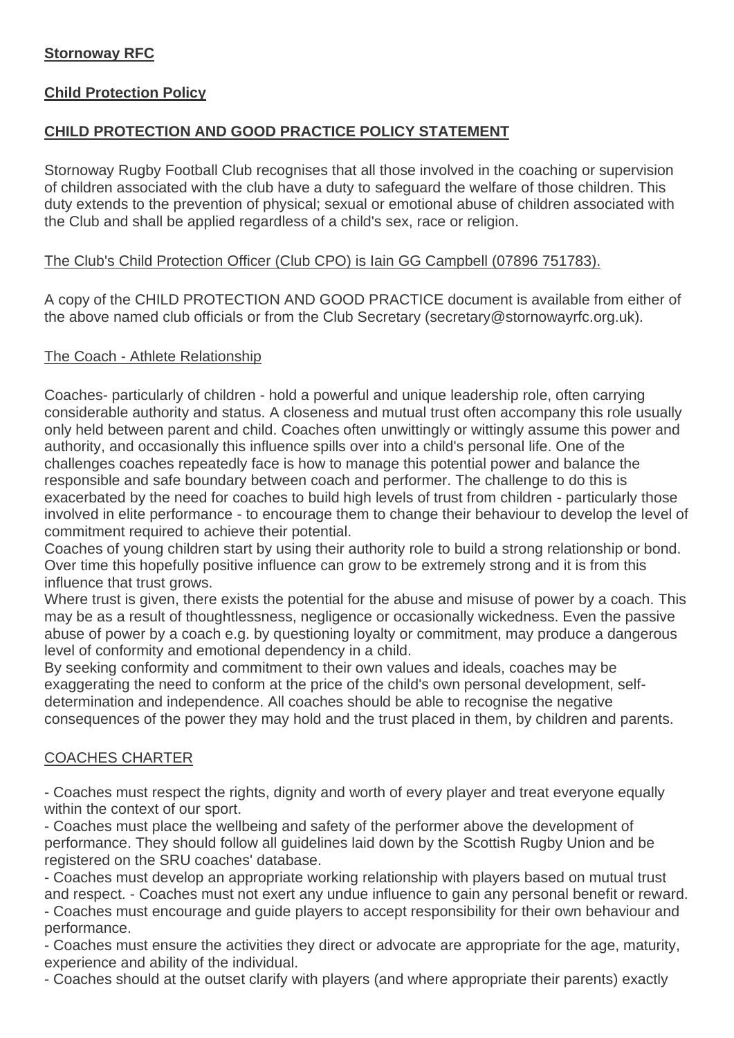**Stornoway RFC**

**Child Protection Policy**

**CHILD PROTECTION AND GOOD PRACTICE POLICY STATEMENT**

Stornoway Rugby Football Club recognises that all those involved in the coaching or supervision of children associated with the club have a duty to safeguard the welfare of those children. This duty extends to the prevention of physical; sexual or emotional abuse of children associated with the Club and shall be applied regardless of a child's sex, race or religion.

The Club's Child Protection Officer (Club CPO) is Iain GG Campbell (07896 751783).

A copy of the CHILD PROTECTION AND GOOD PRACTICE document is available from either of the above named club officials or from the Club Secretary (secretary@stornowayrfc.org.uk).

The Coach - Athlete Relationship

Coaches- particularly of children - hold a powerful and unique leadership role, often carrying considerable authority and status. A closeness and mutual trust often accompany this role usually only held between parent and child. Coaches often unwittingly or wittingly assume this power and authority, and occasionally this influence spills over into a child's personal life. One of the challenges coaches repeatedly face is how to manage this potential power and balance the responsible and safe boundary between coach and performer. The challenge to do this is exacerbated by the need for coaches to build high levels of trust from children - particularly those involved in elite performance - to encourage them to change their behaviour to develop the level of commitment required to achieve their potential.
Coaches of young children start by using their authority role to build a strong relationship or bond. Over time this hopefully positive influence can grow to be extremely strong and it is from this influence that trust grows.
Where trust is given, there exists the potential for the abuse and misuse of power by a coach. This may be as a result of thoughtlessness, negligence or occasionally wickedness. Even the passive abuse of power by a coach e.g. by questioning loyalty or commitment, may produce a dangerous level of conformity and emotional dependency in a child.
By seeking conformity and commitment to their own values and ideals, coaches may be exaggerating the need to conform at the price of the child's own personal development, self-determination and independence. All coaches should be able to recognise the negative consequences of the power they may hold and the trust placed in them, by children and parents.

COACHES CHARTER

- Coaches must respect the rights, dignity and worth of every player and treat everyone equally within the context of our sport.
- Coaches must place the wellbeing and safety of the performer above the development of performance. They should follow all guidelines laid down by the Scottish Rugby Union and be registered on the SRU coaches' database.
- Coaches must develop an appropriate working relationship with players based on mutual trust and respect. - Coaches must not exert any undue influence to gain any personal benefit or reward.
- Coaches must encourage and guide players to accept responsibility for their own behaviour and performance.
- Coaches must ensure the activities they direct or advocate are appropriate for the age, maturity, experience and ability of the individual.
- Coaches should at the outset clarify with players (and where appropriate their parents) exactly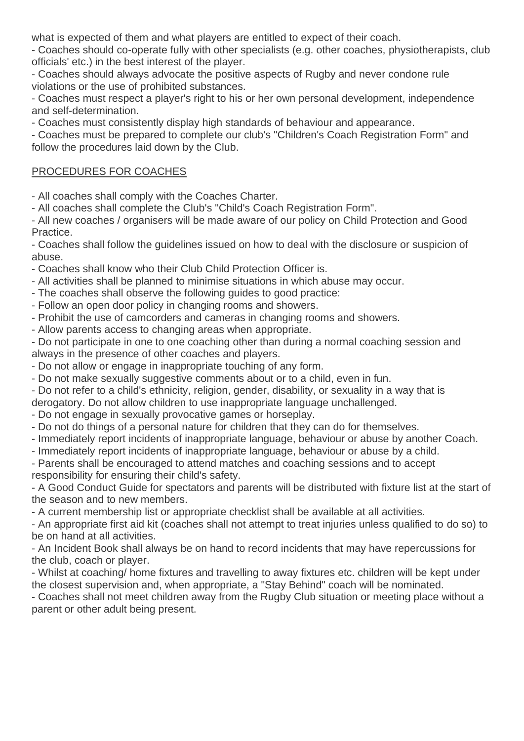what is expected of them and what players are entitled to expect of their coach.

- Coaches should co-operate fully with other specialists (e.g. other coaches, physiotherapists, club officials' etc.) in the best interest of the player.
- Coaches should always advocate the positive aspects of Rugby and never condone rule violations or the use of prohibited substances.
- Coaches must respect a player's right to his or her own personal development, independence and self-determination.
- Coaches must consistently display high standards of behaviour and appearance.
- Coaches must be prepared to complete our club's "Children's Coach Registration Form" and follow the procedures laid down by the Club.

<u>PROCEDURES FOR COACHES</u>

- All coaches shall comply with the Coaches Charter.
- All coaches shall complete the Club's "Child's Coach Registration Form".
- All new coaches / organisers will be made aware of our policy on Child Protection and Good Practice.
- Coaches shall follow the guidelines issued on how to deal with the disclosure or suspicion of abuse.
- Coaches shall know who their Club Child Protection Officer is.
- All activities shall be planned to minimise situations in which abuse may occur.
- The coaches shall observe the following guides to good practice:
- Follow an open door policy in changing rooms and showers.
- Prohibit the use of camcorders and cameras in changing rooms and showers.
- Allow parents access to changing areas when appropriate.
- Do not participate in one to one coaching other than during a normal coaching session and always in the presence of other coaches and players.
- Do not allow or engage in inappropriate touching of any form.
- Do not make sexually suggestive comments about or to a child, even in fun.
- Do not refer to a child's ethnicity, religion, gender, disability, or sexuality in a way that is derogatory. Do not allow children to use inappropriate language unchallenged.
- Do not engage in sexually provocative games or horseplay.
- Do not do things of a personal nature for children that they can do for themselves.
- Immediately report incidents of inappropriate language, behaviour or abuse by another Coach.
- Immediately report incidents of inappropriate language, behaviour or abuse by a child.
- Parents shall be encouraged to attend matches and coaching sessions and to accept responsibility for ensuring their child's safety.
- A Good Conduct Guide for spectators and parents will be distributed with fixture list at the start of the season and to new members.
- A current membership list or appropriate checklist shall be available at all activities.
- An appropriate first aid kit (coaches shall not attempt to treat injuries unless qualified to do so) to be on hand at all activities.
- An Incident Book shall always be on hand to record incidents that may have repercussions for the club, coach or player.
- Whilst at coaching/ home fixtures and travelling to away fixtures etc. children will be kept under the closest supervision and, when appropriate, a "Stay Behind" coach will be nominated.
- Coaches shall not meet children away from the Rugby Club situation or meeting place without a parent or other adult being present.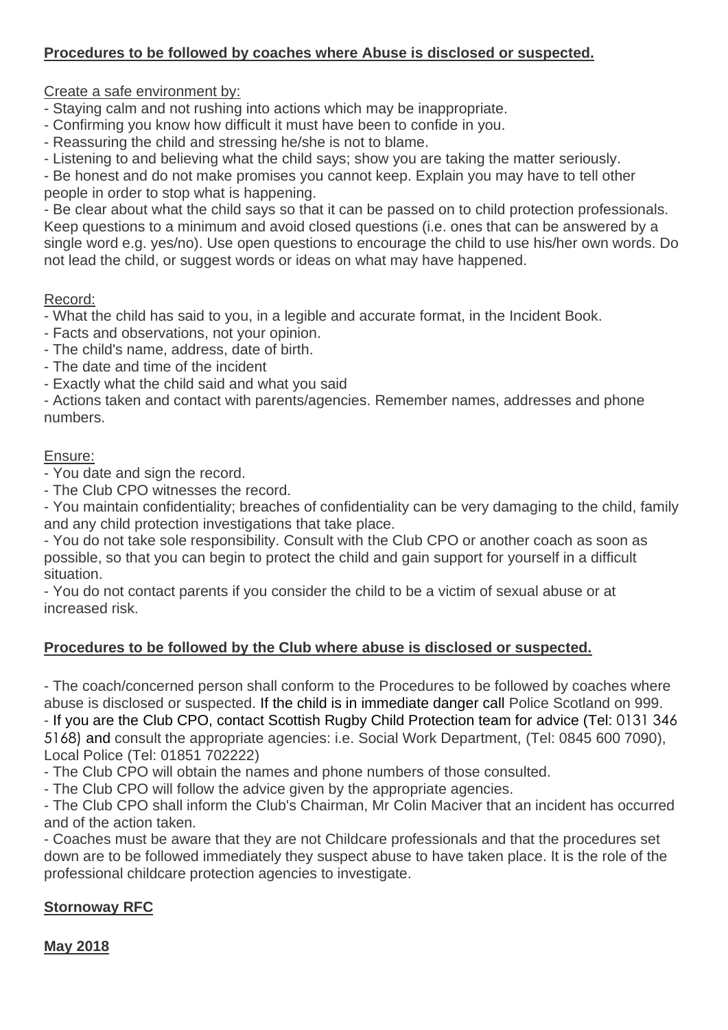**Procedures to be followed by coaches where Abuse is disclosed or suspected.**

Create a safe environment by:

- Staying calm and not rushing into actions which may be inappropriate.
- Confirming you know how difficult it must have been to confide in you.
- Reassuring the child and stressing he/she is not to blame.
- Listening to and believing what the child says; show you are taking the matter seriously.
- Be honest and do not make promises you cannot keep. Explain you may have to tell other people in order to stop what is happening.
- Be clear about what the child says so that it can be passed on to child protection professionals. Keep questions to a minimum and avoid closed questions (i.e. ones that can be answered by a single word e.g. yes/no). Use open questions to encourage the child to use his/her own words. Do not lead the child, or suggest words or ideas on what may have happened.

Record:

- What the child has said to you, in a legible and accurate format, in the Incident Book.
- Facts and observations, not your opinion.
- The child's name, address, date of birth.
- The date and time of the incident
- Exactly what the child said and what you said
- Actions taken and contact with parents/agencies. Remember names, addresses and phone numbers.

Ensure:

- You date and sign the record.
- The Club CPO witnesses the record.
- You maintain confidentiality; breaches of confidentiality can be very damaging to the child, family and any child protection investigations that take place.
- You do not take sole responsibility. Consult with the Club CPO or another coach as soon as possible, so that you can begin to protect the child and gain support for yourself in a difficult situation.
- You do not contact parents if you consider the child to be a victim of sexual abuse or at increased risk.

**Procedures to be followed by the Club where abuse is disclosed or suspected.**

- The coach/concerned person shall conform to the Procedures to be followed by coaches where abuse is disclosed or suspected. If the child is in immediate danger call Police Scotland on 999.
- If you are the Club CPO, contact Scottish Rugby Child Protection team for advice (Tel: 0131 346 5168) and consult the appropriate agencies: i.e. Social Work Department, (Tel: 0845 600 7090), Local Police (Tel: 01851 702222)
- The Club CPO will obtain the names and phone numbers of those consulted.
- The Club CPO will follow the advice given by the appropriate agencies.
- The Club CPO shall inform the Club's Chairman, Mr Colin Maciver that an incident has occurred and of the action taken.
- Coaches must be aware that they are not Childcare professionals and that the procedures set down are to be followed immediately they suspect abuse to have taken place. It is the role of the professional childcare protection agencies to investigate.

**Stornoway RFC**

**May 2018**